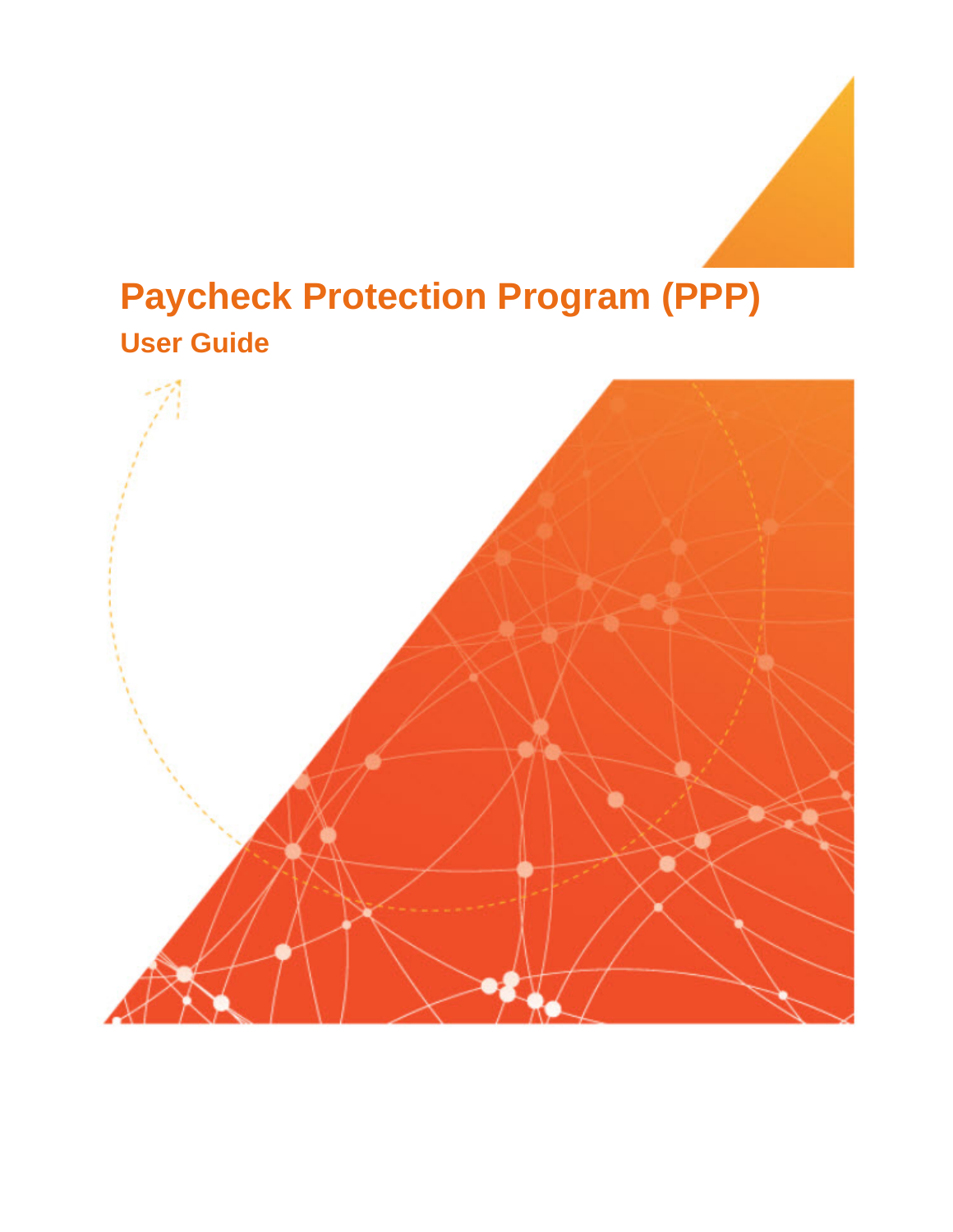# Paycheck Protection Program (PPP)

## User Guide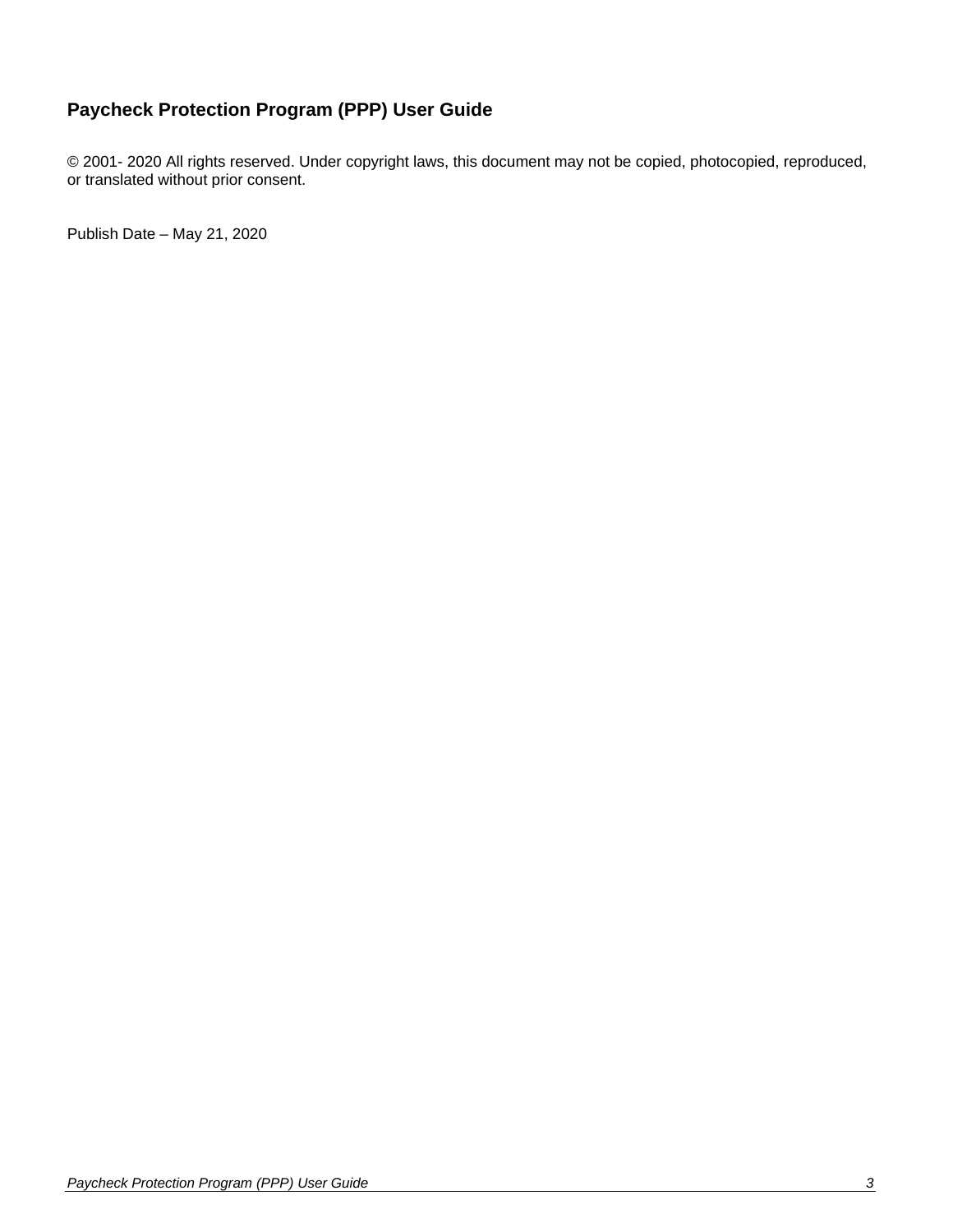**Paycheck Protection Program (PPP) User Guide**

© 2001- 2020 All rights reserved. Under copyright laws, this document may not be copied, photocopied, reproduced, or translated without prior consent.

Publish Date – May 21, 2020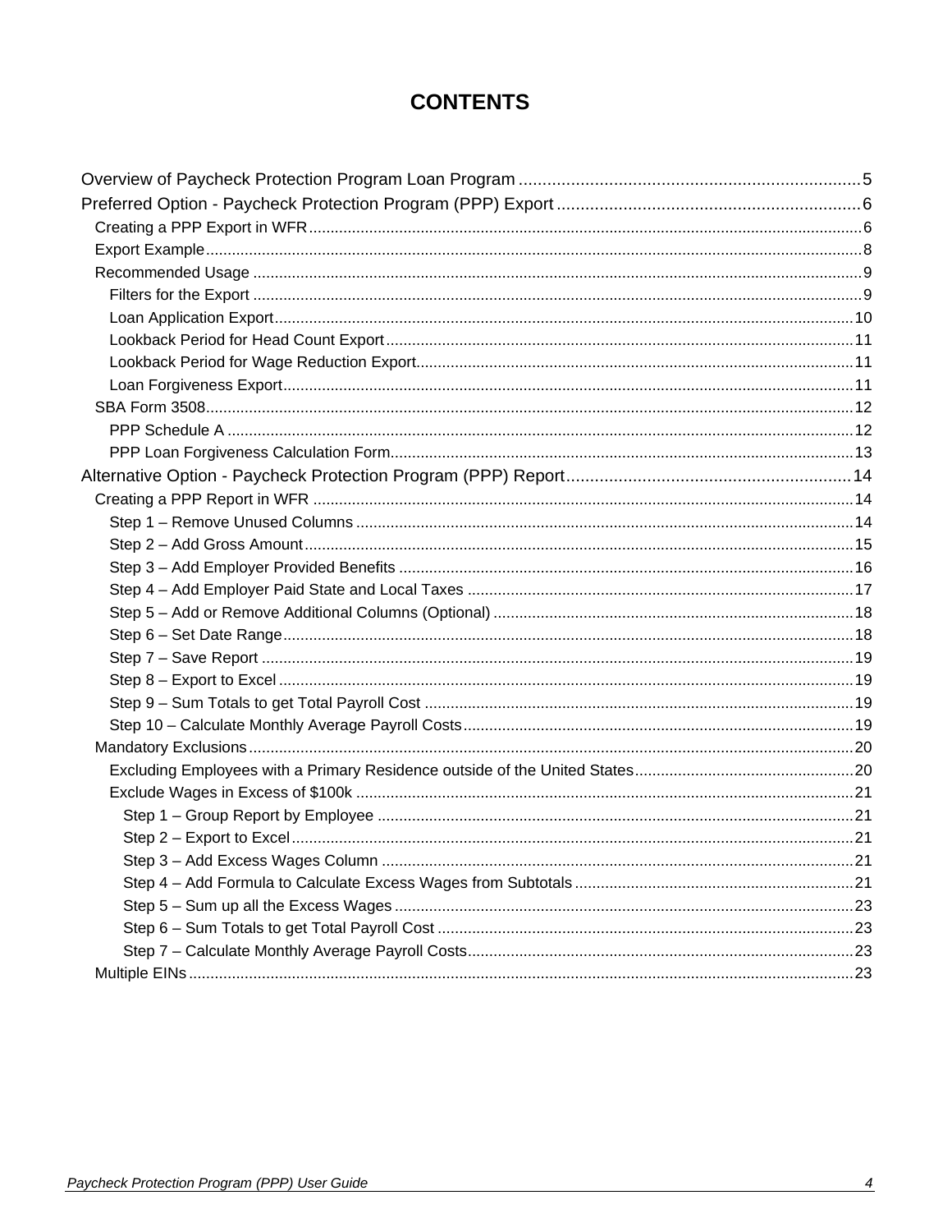# CONTENTS

- Overview of Paycheck Protection Program Loan Program .......... 5
- Preferred Option - Paycheck Protection Program (PPP) Export .......... 6
  - Creating a PPP Export in WFR .......... 6
  - Export Example .......... 8
  - Recommended Usage .......... 9
    - Filters for the Export .......... 9
    - Loan Application Export .......... 10
    - Lookback Period for Head Count Export .......... 11
    - Lookback Period for Wage Reduction Export .......... 11
    - Loan Forgiveness Export .......... 11
  - SBA Form 3508 .......... 12
    - PPP Schedule A .......... 12
    - PPP Loan Forgiveness Calculation Form .......... 13
- Alternative Option - Paycheck Protection Program (PPP) Report .......... 14
  - Creating a PPP Report in WFR .......... 14
    - Step 1 – Remove Unused Columns .......... 14
    - Step 2 – Add Gross Amount .......... 15
    - Step 3 – Add Employer Provided Benefits .......... 16
    - Step 4 – Add Employer Paid State and Local Taxes .......... 17
    - Step 5 – Add or Remove Additional Columns (Optional) .......... 18
    - Step 6 – Set Date Range .......... 18
    - Step 7 – Save Report .......... 19
    - Step 8 – Export to Excel .......... 19
    - Step 9 – Sum Totals to get Total Payroll Cost .......... 19
    - Step 10 – Calculate Monthly Average Payroll Costs .......... 19
  - Mandatory Exclusions .......... 20
    - Excluding Employees with a Primary Residence outside of the United States .......... 20
    - Exclude Wages in Excess of $100k .......... 21
      - Step 1 – Group Report by Employee .......... 21
      - Step 2 – Export to Excel .......... 21
      - Step 3 – Add Excess Wages Column .......... 21
      - Step 4 – Add Formula to Calculate Excess Wages from Subtotals .......... 21
      - Step 5 – Sum up all the Excess Wages .......... 23
      - Step 6 – Sum Totals to get Total Payroll Cost .......... 23
      - Step 7 – Calculate Monthly Average Payroll Costs .......... 23
  - Multiple EINs .......... 23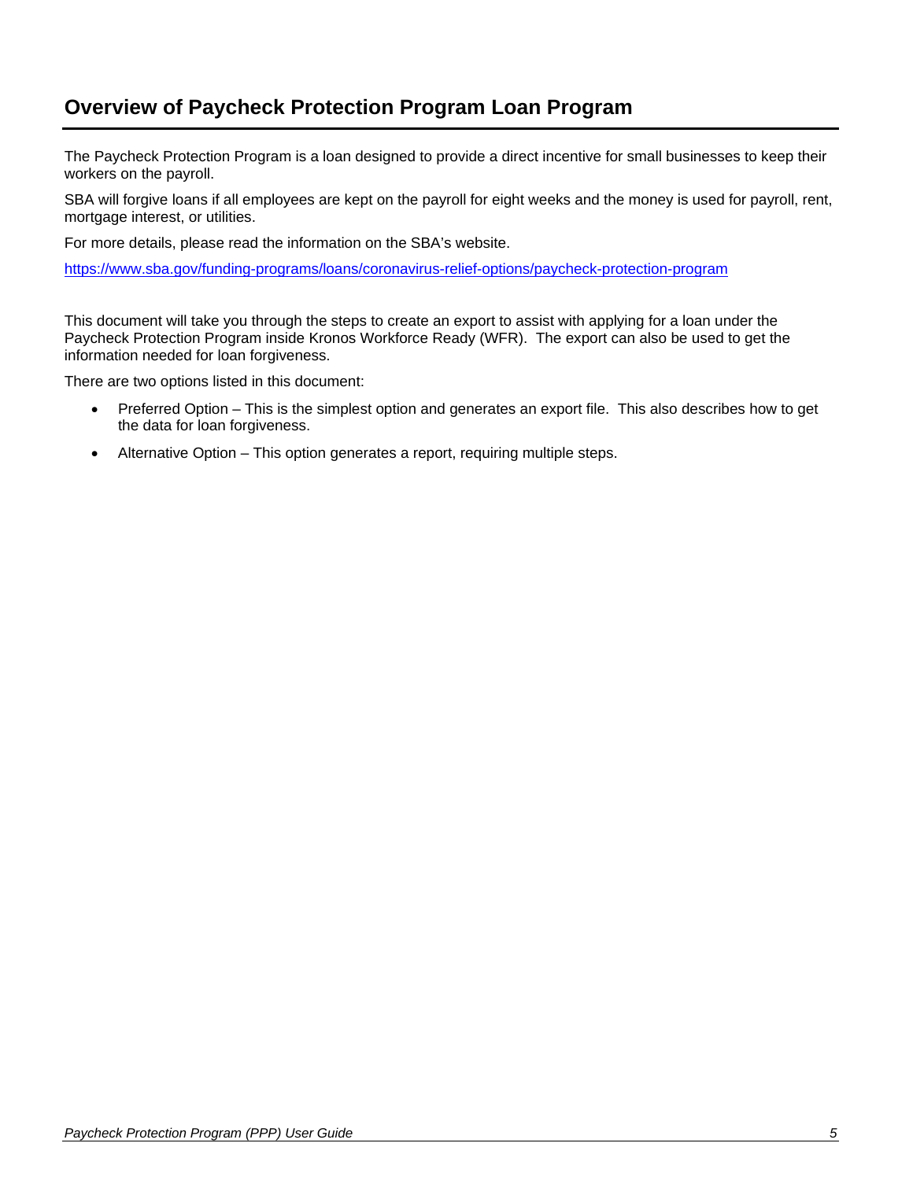# Overview of Paycheck Protection Program Loan Program

The Paycheck Protection Program is a loan designed to provide a direct incentive for small businesses to keep their workers on the payroll.

SBA will forgive loans if all employees are kept on the payroll for eight weeks and the money is used for payroll, rent, mortgage interest, or utilities.

For more details, please read the information on the SBA's website.

https://www.sba.gov/funding-programs/loans/coronavirus-relief-options/paycheck-protection-program

This document will take you through the steps to create an export to assist with applying for a loan under the Paycheck Protection Program inside Kronos Workforce Ready (WFR). The export can also be used to get the information needed for loan forgiveness.

There are two options listed in this document:

- Preferred Option – This is the simplest option and generates an export file. This also describes how to get the data for loan forgiveness.
- Alternative Option – This option generates a report, requiring multiple steps.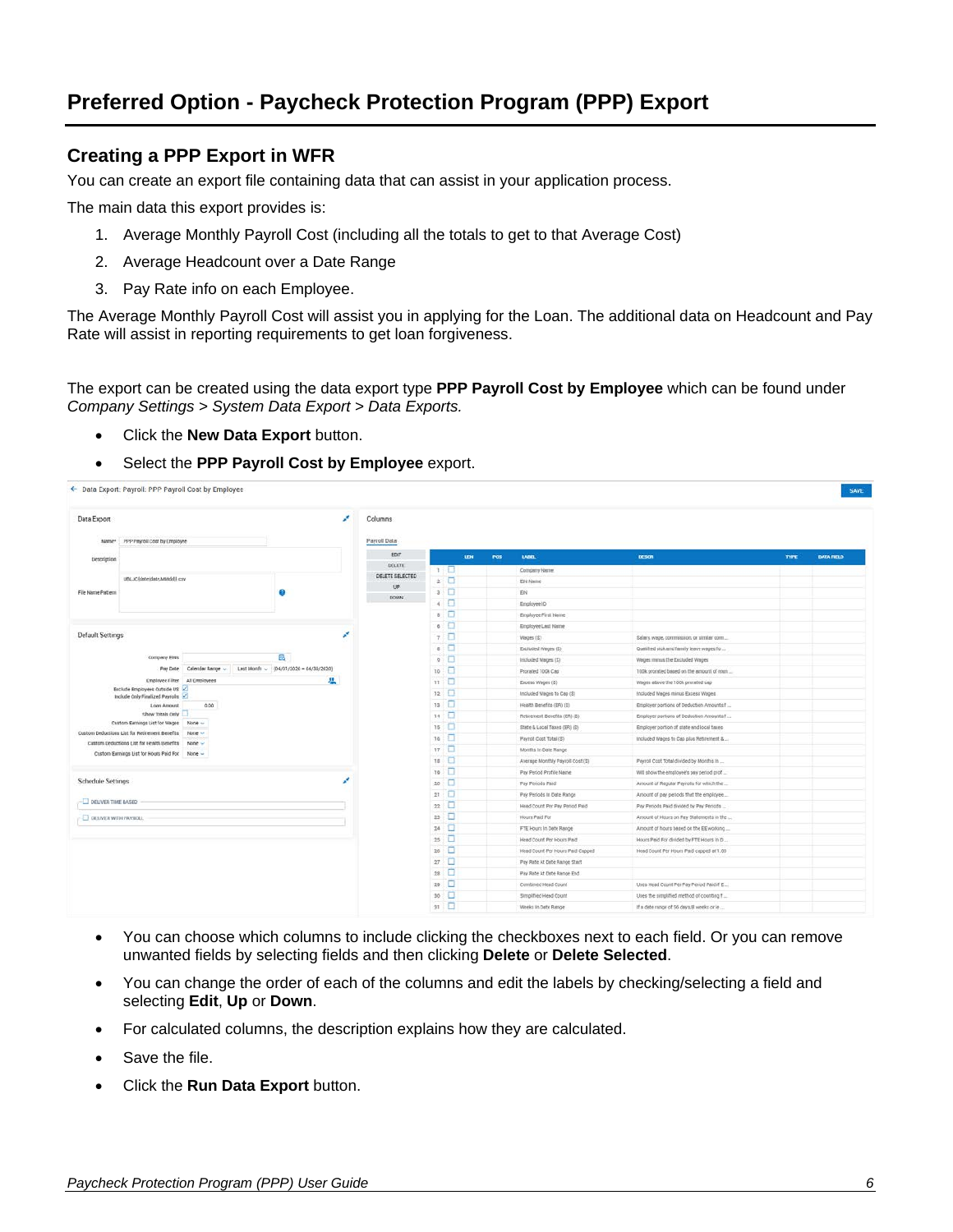# Preferred Option - Paycheck Protection Program (PPP) Export

## Creating a PPP Export in WFR

You can create an export file containing data that can assist in your application process.

The main data this export provides is:

1. Average Monthly Payroll Cost (including all the totals to get to that Average Cost)
2. Average Headcount over a Date Range
3. Pay Rate info on each Employee.

The Average Monthly Payroll Cost will assist you in applying for the Loan. The additional data on Headcount and Pay Rate will assist in reporting requirements to get loan forgiveness.

The export can be created using the data export type **PPP Payroll Cost by Employee** which can be found under *Company Settings > System Data Export > Data Exports.*

- Click the **New Data Export** button.
- Select the **PPP Payroll Cost by Employee** export.

- You can choose which columns to include clicking the checkboxes next to each field. Or you can remove unwanted fields by selecting fields and then clicking **Delete** or **Delete Selected**.
- You can change the order of each of the columns and edit the labels by checking/selecting a field and selecting **Edit**, **Up** or **Down**.
- For calculated columns, the description explains how they are calculated.
- Save the file.
- Click the **Run Data Export** button.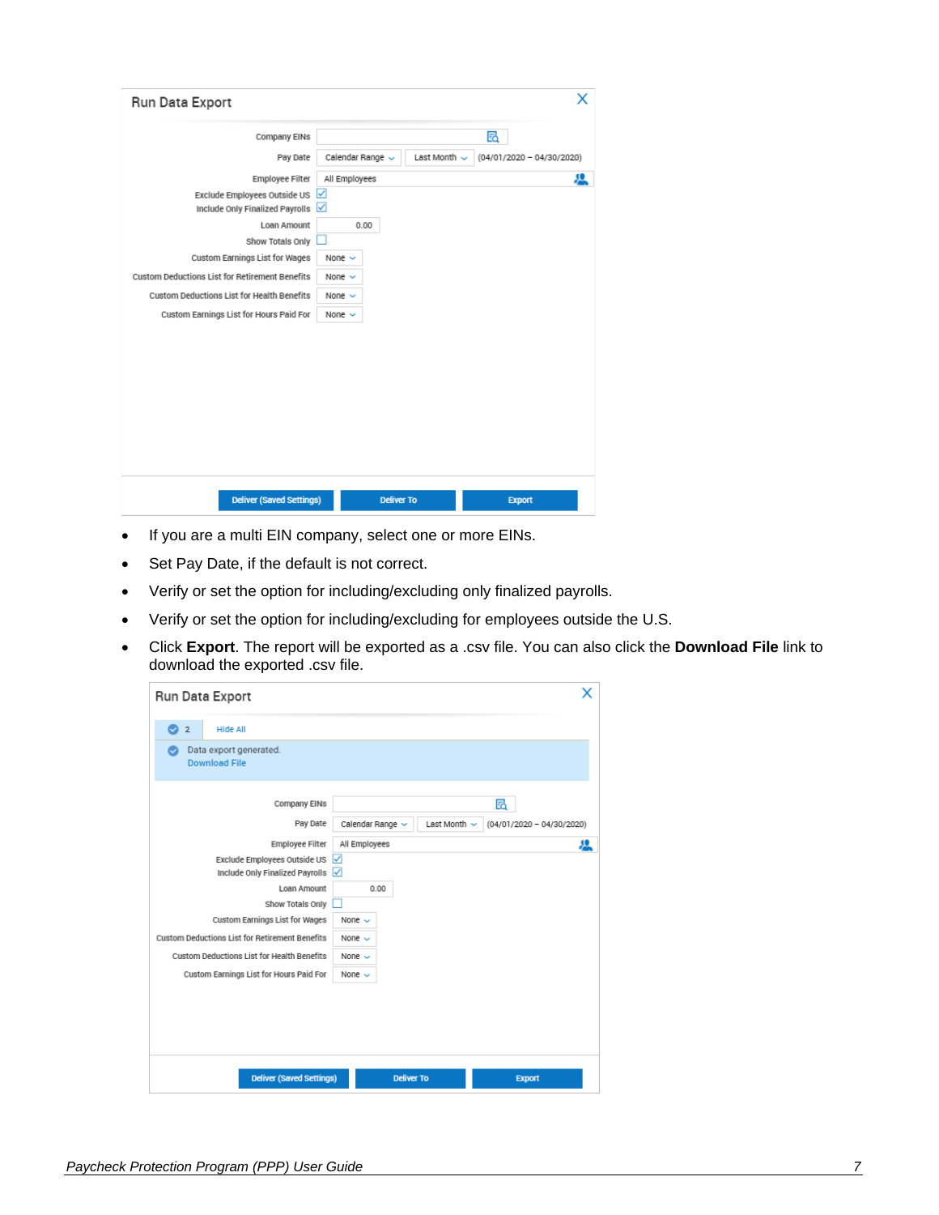Run Data Export

Company EINs

Pay Date: Calendar Range | Last Month | (04/01/2020 – 04/30/2020)

Employee Filter: All Employees

Exclude Employees Outside US

Include Only Finalized Payrolls

Loan Amount: 0.00

Show Totals Only

Custom Earnings List for Wages: None

Custom Deductions List for Retirement Benefits: None

Custom Deductions List for Health Benefits: None

Custom Earnings List for Hours Paid For: None

Deliver (Saved Settings) | Deliver To | Export

- If you are a multi EIN company, select one or more EINs.
- Set Pay Date, if the default is not correct.
- Verify or set the option for including/excluding only finalized payrolls.
- Verify or set the option for including/excluding for employees outside the U.S.
- Click **Export**. The report will be exported as a .csv file. You can also click the **Download File** link to download the exported .csv file.

Run Data Export

2 Hide All

Data export generated.
Download File

Company EINs

Pay Date: Calendar Range | Last Month | (04/01/2020 – 04/30/2020)

Employee Filter: All Employees

Exclude Employees Outside US

Include Only Finalized Payrolls

Loan Amount: 0.00

Show Totals Only

Custom Earnings List for Wages: None

Custom Deductions List for Retirement Benefits: None

Custom Deductions List for Health Benefits: None

Custom Earnings List for Hours Paid For: None

Deliver (Saved Settings) | Deliver To | Export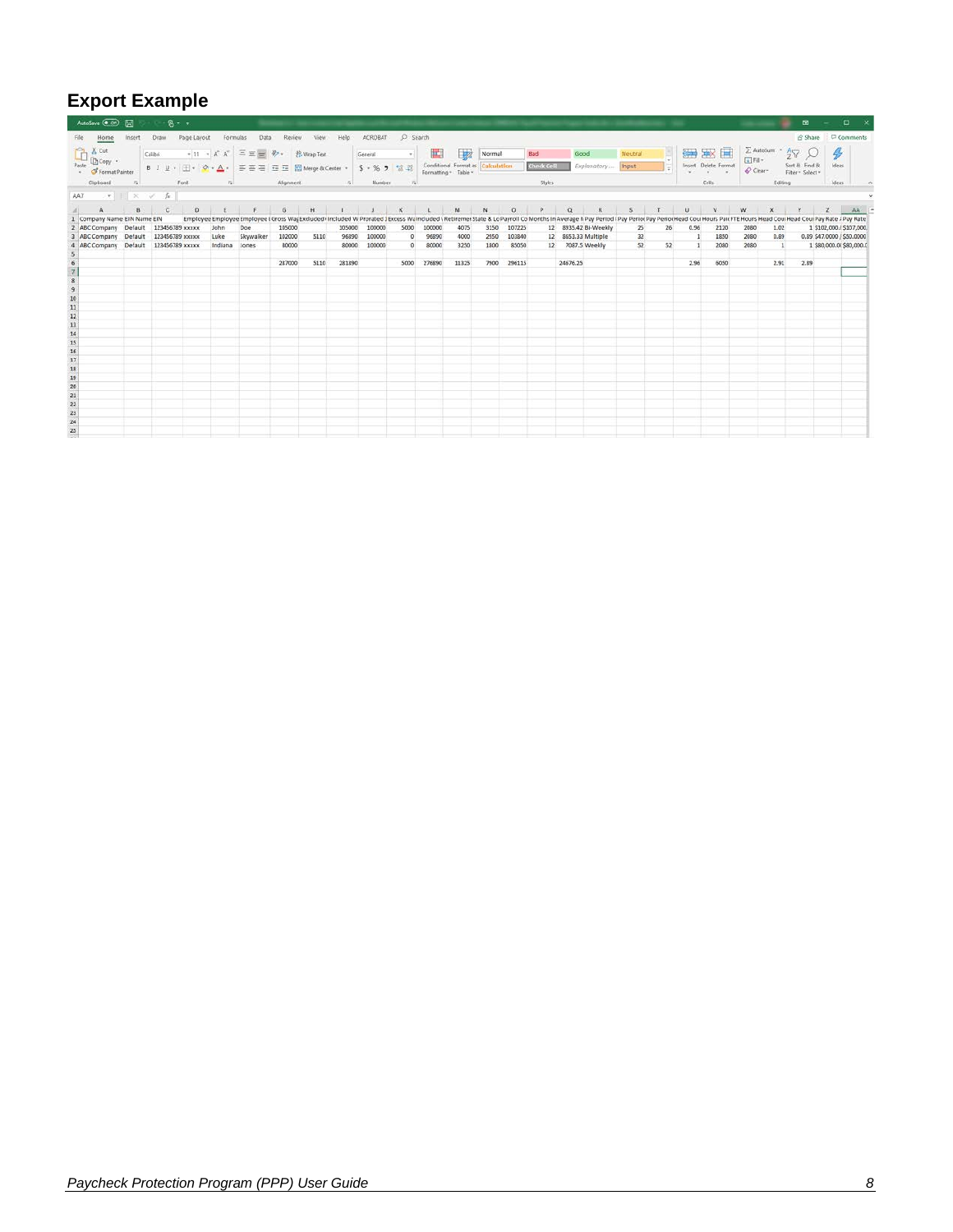# Export Example

| Company Name | EIN Name | EIN | Employee | Employee | Employee I | Gross Wag | Excluded | Included W | Prorated | Excess Wa | Included | Retiremen | State & Lo | Payroll Co | Months In | Average M | Pay Period | Pay Perio | Pay Perio | Head Cou | Hours Paid | FTE Hours | Head Cou | Head Cou | Pay Rate / | Pay Rate |
|---|---|---|---|---|---|---|---|---|---|---|---|---|---|---|---|---|---|---|---|---|---|---|---|---|---|---|
| ABC Company | Default | 123456789 | xxxxx | John | Doe | 105000 | | 105000 | 100000 | 5000 | 100000 | 4075 | 3150 | 107225 | 12 | 8935.42 | Bi-Weekly | 25 | 26 | 0.96 | 2120 | 2080 | 1.02 | 1 | $102,000 / | $107,000. |
| ABC Company | Default | 123456789 | xxxxx | Luke | Skywalker | 102000 | 5110 | 96890 | 100000 | 0 | 96890 | 4000 | 2550 | 103840 | 12 | 8653.33 | Multiple | 32 | | 1 | 1850 | 2080 | 0.89 | 0.89 | $47.0000 / | $50.0000 |
| ABC Company | Default | 123456789 | xxxxx | Indiana | Jones | 80000 | | 80000 | 100000 | 0 | 80000 | 3250 | 1800 | 85050 | 12 | 7087.5 | Weekly | 52 | 52 | 1 | 2080 | 2080 | 1 | 1 | $80,000.0( | $80,000.0 |
| | | | | | | | | | | | | | | | | | | | | | | | | | | |
| | | | | | | 287000 | 5110 | 281890 | | 5000 | 276890 | 11325 | 7900 | 296115 | | 24676.25 | | | | 2.96 | 6050 | | 2.91 | 2.89 | | |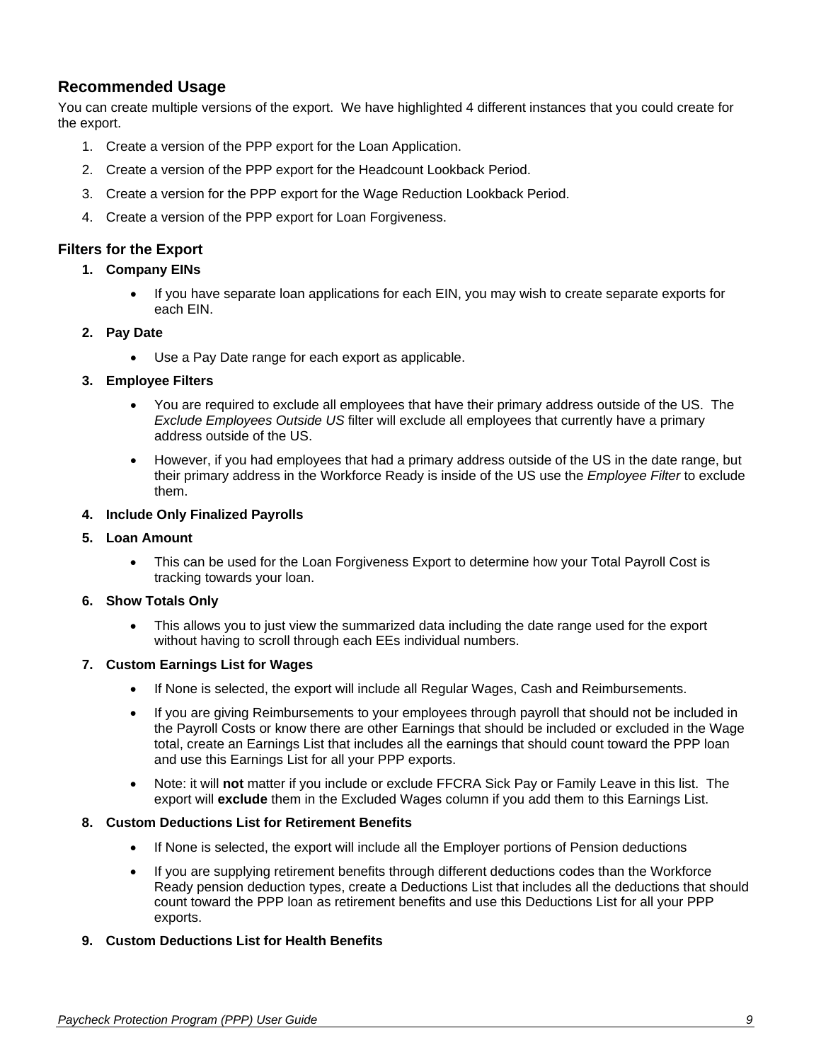## Recommended Usage

You can create multiple versions of the export. We have highlighted 4 different instances that you could create for the export.

1. Create a version of the PPP export for the Loan Application.
2. Create a version of the PPP export for the Headcount Lookback Period.
3. Create a version for the PPP export for the Wage Reduction Lookback Period.
4. Create a version of the PPP export for Loan Forgiveness.

### Filters for the Export

1. **Company EINs**
   - If you have separate loan applications for each EIN, you may wish to create separate exports for each EIN.
2. **Pay Date**
   - Use a Pay Date range for each export as applicable.
3. **Employee Filters**
   - You are required to exclude all employees that have their primary address outside of the US. The *Exclude Employees Outside US* filter will exclude all employees that currently have a primary address outside of the US.
   - However, if you had employees that had a primary address outside of the US in the date range, but their primary address in the Workforce Ready is inside of the US use the *Employee Filter* to exclude them.
4. **Include Only Finalized Payrolls**
5. **Loan Amount**
   - This can be used for the Loan Forgiveness Export to determine how your Total Payroll Cost is tracking towards your loan.
6. **Show Totals Only**
   - This allows you to just view the summarized data including the date range used for the export without having to scroll through each EEs individual numbers.
7. **Custom Earnings List for Wages**
   - If None is selected, the export will include all Regular Wages, Cash and Reimbursements.
   - If you are giving Reimbursements to your employees through payroll that should not be included in the Payroll Costs or know there are other Earnings that should be included or excluded in the Wage total, create an Earnings List that includes all the earnings that should count toward the PPP loan and use this Earnings List for all your PPP exports.
   - Note: it will **not** matter if you include or exclude FFCRA Sick Pay or Family Leave in this list. The export will **exclude** them in the Excluded Wages column if you add them to this Earnings List.
8. **Custom Deductions List for Retirement Benefits**
   - If None is selected, the export will include all the Employer portions of Pension deductions
   - If you are supplying retirement benefits through different deductions codes than the Workforce Ready pension deduction types, create a Deductions List that includes all the deductions that should count toward the PPP loan as retirement benefits and use this Deductions List for all your PPP exports.
9. **Custom Deductions List for Health Benefits**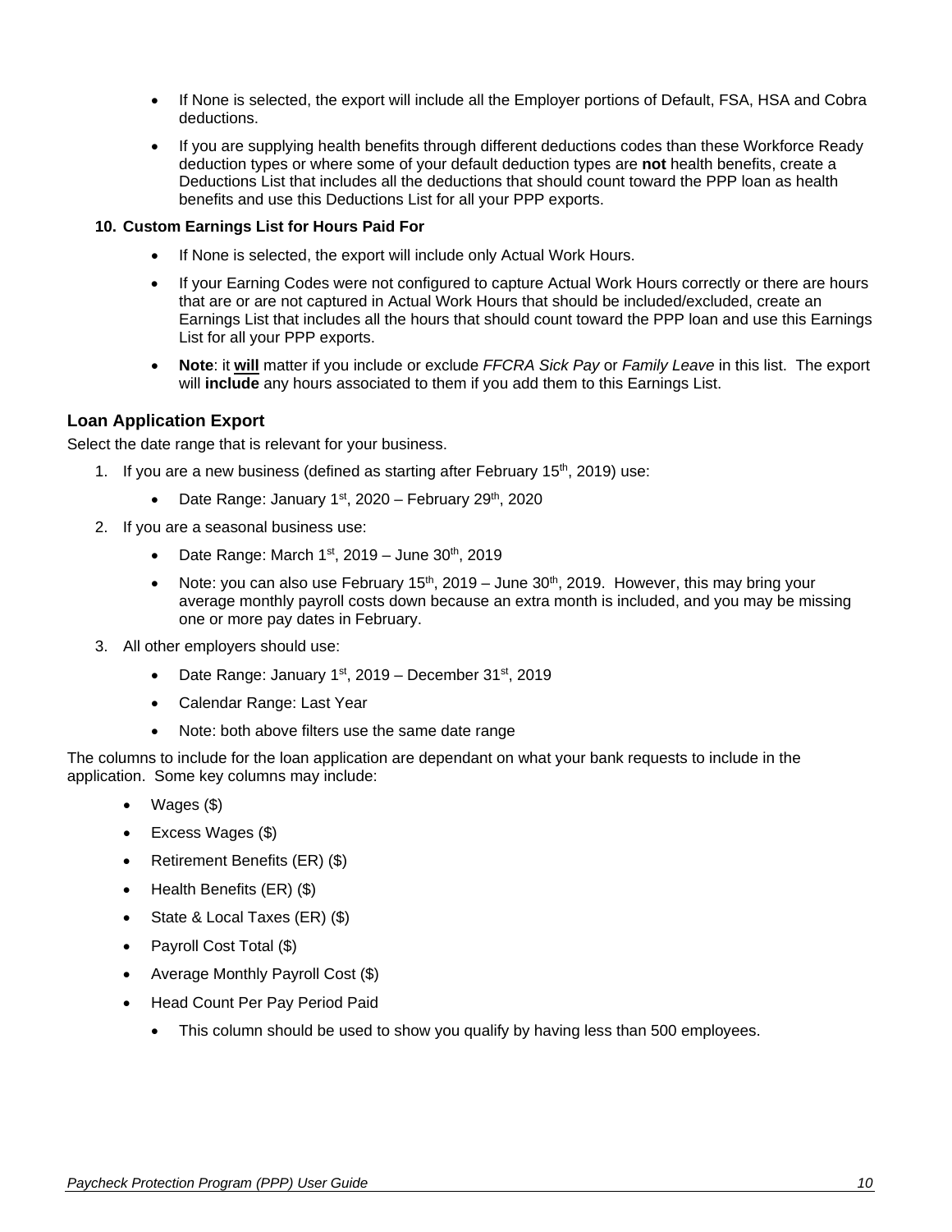- If None is selected, the export will include all the Employer portions of Default, FSA, HSA and Cobra deductions.
- If you are supplying health benefits through different deductions codes than these Workforce Ready deduction types or where some of your default deduction types are **not** health benefits, create a Deductions List that includes all the deductions that should count toward the PPP loan as health benefits and use this Deductions List for all your PPP exports.

**10. Custom Earnings List for Hours Paid For**

- If None is selected, the export will include only Actual Work Hours.
- If your Earning Codes were not configured to capture Actual Work Hours correctly or there are hours that are or are not captured in Actual Work Hours that should be included/excluded, create an Earnings List that includes all the hours that should count toward the PPP loan and use this Earnings List for all your PPP exports.
- **Note**: it **will** matter if you include or exclude *FFCRA Sick Pay* or *Family Leave* in this list. The export will **include** any hours associated to them if you add them to this Earnings List.

## Loan Application Export

Select the date range that is relevant for your business.

1. If you are a new business (defined as starting after February 15th, 2019) use:
   - Date Range: January 1st, 2020 – February 29th, 2020
2. If you are a seasonal business use:
   - Date Range: March 1st, 2019 – June 30th, 2019
   - Note: you can also use February 15th, 2019 – June 30th, 2019. However, this may bring your average monthly payroll costs down because an extra month is included, and you may be missing one or more pay dates in February.
3. All other employers should use:
   - Date Range: January 1st, 2019 – December 31st, 2019
   - Calendar Range: Last Year
   - Note: both above filters use the same date range

The columns to include for the loan application are dependant on what your bank requests to include in the application. Some key columns may include:

- Wages ($)
- Excess Wages ($)
- Retirement Benefits (ER) ($)
- Health Benefits (ER) ($)
- State & Local Taxes (ER) ($)
- Payroll Cost Total ($)
- Average Monthly Payroll Cost ($)
- Head Count Per Pay Period Paid
  - This column should be used to show you qualify by having less than 500 employees.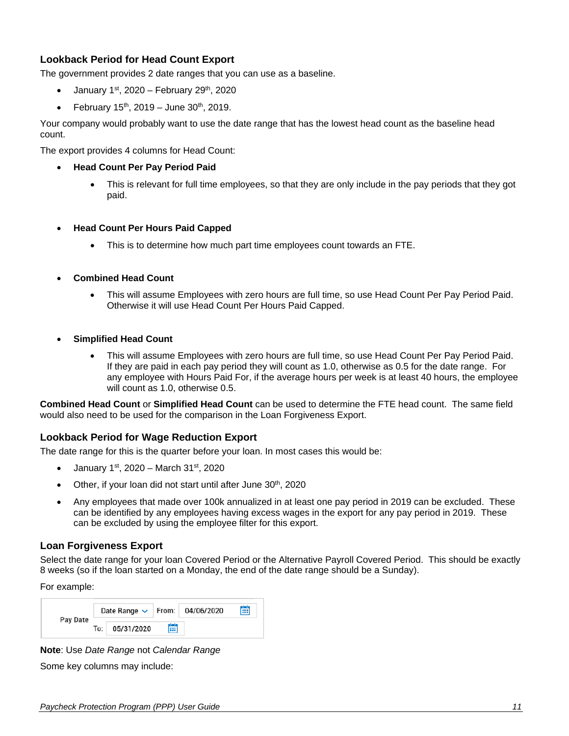### Lookback Period for Head Count Export

The government provides 2 date ranges that you can use as a baseline.

- January 1st, 2020 – February 29th, 2020
- February 15th, 2019 – June 30th, 2019.

Your company would probably want to use the date range that has the lowest head count as the baseline head count.

The export provides 4 columns for Head Count:

- **Head Count Per Pay Period Paid**
  - This is relevant for full time employees, so that they are only include in the pay periods that they got paid.
- **Head Count Per Hours Paid Capped**
  - This is to determine how much part time employees count towards an FTE.
- **Combined Head Count**
  - This will assume Employees with zero hours are full time, so use Head Count Per Pay Period Paid. Otherwise it will use Head Count Per Hours Paid Capped.
- **Simplified Head Count**
  - This will assume Employees with zero hours are full time, so use Head Count Per Pay Period Paid. If they are paid in each pay period they will count as 1.0, otherwise as 0.5 for the date range. For any employee with Hours Paid For, if the average hours per week is at least 40 hours, the employee will count as 1.0, otherwise 0.5.

**Combined Head Count** or **Simplified Head Count** can be used to determine the FTE head count. The same field would also need to be used for the comparison in the Loan Forgiveness Export.

### Lookback Period for Wage Reduction Export

The date range for this is the quarter before your loan. In most cases this would be:

- January 1st, 2020 – March 31st, 2020
- Other, if your loan did not start until after June 30th, 2020
- Any employees that made over 100k annualized in at least one pay period in 2019 can be excluded. These can be identified by any employees having excess wages in the export for any pay period in 2019. These can be excluded by using the employee filter for this export.

### Loan Forgiveness Export

Select the date range for your loan Covered Period or the Alternative Payroll Covered Period. This should be exactly 8 weeks (so if the loan started on a Monday, the end of the date range should be a Sunday).

For example:

| Pay Date | Date Range | From: 04/06/2020 |
| --- | --- | --- |
| | To: 05/31/2020 | |

**Note**: Use *Date Range* not *Calendar Range*

Some key columns may include: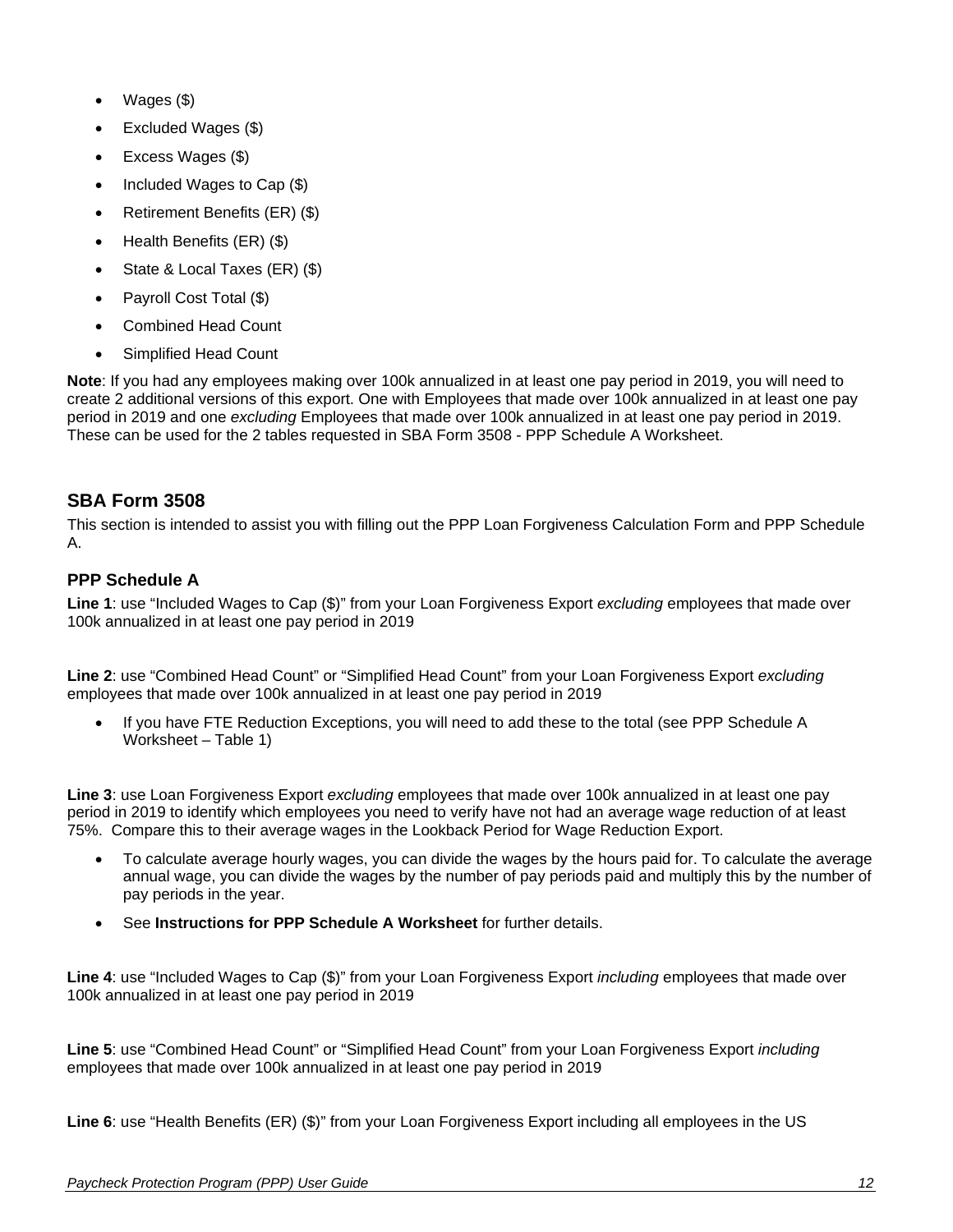- Wages ($)
- Excluded Wages ($)
- Excess Wages ($)
- Included Wages to Cap ($)
- Retirement Benefits (ER) ($)
- Health Benefits (ER) ($)
- State & Local Taxes (ER) ($)
- Payroll Cost Total ($)
- Combined Head Count
- Simplified Head Count

**Note**: If you had any employees making over 100k annualized in at least one pay period in 2019, you will need to create 2 additional versions of this export. One with Employees that made over 100k annualized in at least one pay period in 2019 and one *excluding* Employees that made over 100k annualized in at least one pay period in 2019. These can be used for the 2 tables requested in SBA Form 3508 - PPP Schedule A Worksheet.

## SBA Form 3508

This section is intended to assist you with filling out the PPP Loan Forgiveness Calculation Form and PPP Schedule A.

### PPP Schedule A

**Line 1**: use "Included Wages to Cap ($)" from your Loan Forgiveness Export *excluding* employees that made over 100k annualized in at least one pay period in 2019

**Line 2**: use "Combined Head Count" or "Simplified Head Count" from your Loan Forgiveness Export *excluding* employees that made over 100k annualized in at least one pay period in 2019

- If you have FTE Reduction Exceptions, you will need to add these to the total (see PPP Schedule A Worksheet – Table 1)

**Line 3**: use Loan Forgiveness Export *excluding* employees that made over 100k annualized in at least one pay period in 2019 to identify which employees you need to verify have not had an average wage reduction of at least 75%. Compare this to their average wages in the Lookback Period for Wage Reduction Export.

- To calculate average hourly wages, you can divide the wages by the hours paid for. To calculate the average annual wage, you can divide the wages by the number of pay periods paid and multiply this by the number of pay periods in the year.
- See **Instructions for PPP Schedule A Worksheet** for further details.

**Line 4**: use "Included Wages to Cap ($)" from your Loan Forgiveness Export *including* employees that made over 100k annualized in at least one pay period in 2019

**Line 5**: use "Combined Head Count" or "Simplified Head Count" from your Loan Forgiveness Export *including* employees that made over 100k annualized in at least one pay period in 2019

**Line 6**: use "Health Benefits (ER) ($)" from your Loan Forgiveness Export including all employees in the US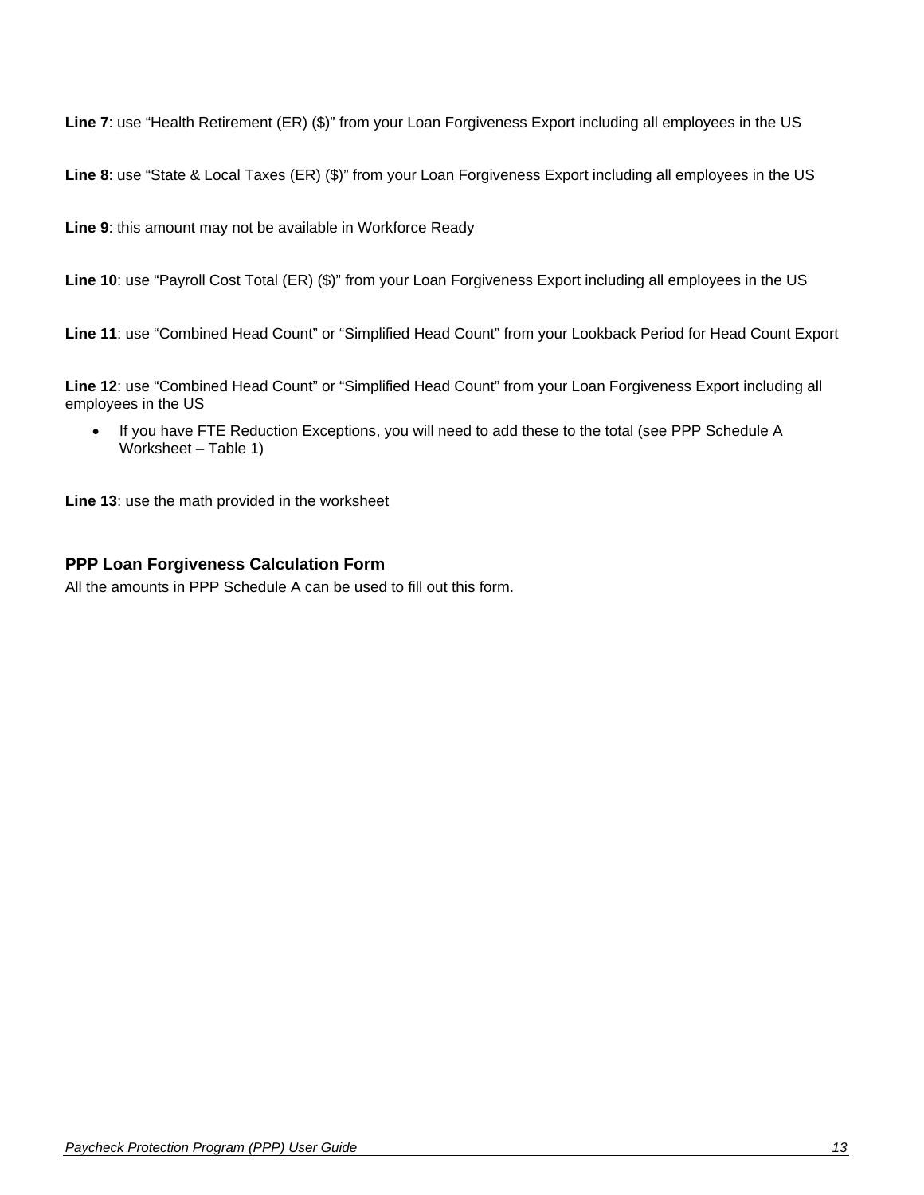**Line 7**: use "Health Retirement (ER) ($)" from your Loan Forgiveness Export including all employees in the US

**Line 8**: use "State & Local Taxes (ER) ($)" from your Loan Forgiveness Export including all employees in the US

**Line 9**: this amount may not be available in Workforce Ready

**Line 10**: use "Payroll Cost Total (ER) ($)" from your Loan Forgiveness Export including all employees in the US

**Line 11**: use "Combined Head Count" or "Simplified Head Count" from your Lookback Period for Head Count Export

**Line 12**: use "Combined Head Count" or "Simplified Head Count" from your Loan Forgiveness Export including all employees in the US

- If you have FTE Reduction Exceptions, you will need to add these to the total (see PPP Schedule A Worksheet – Table 1)

**Line 13**: use the math provided in the worksheet

### PPP Loan Forgiveness Calculation Form

All the amounts in PPP Schedule A can be used to fill out this form.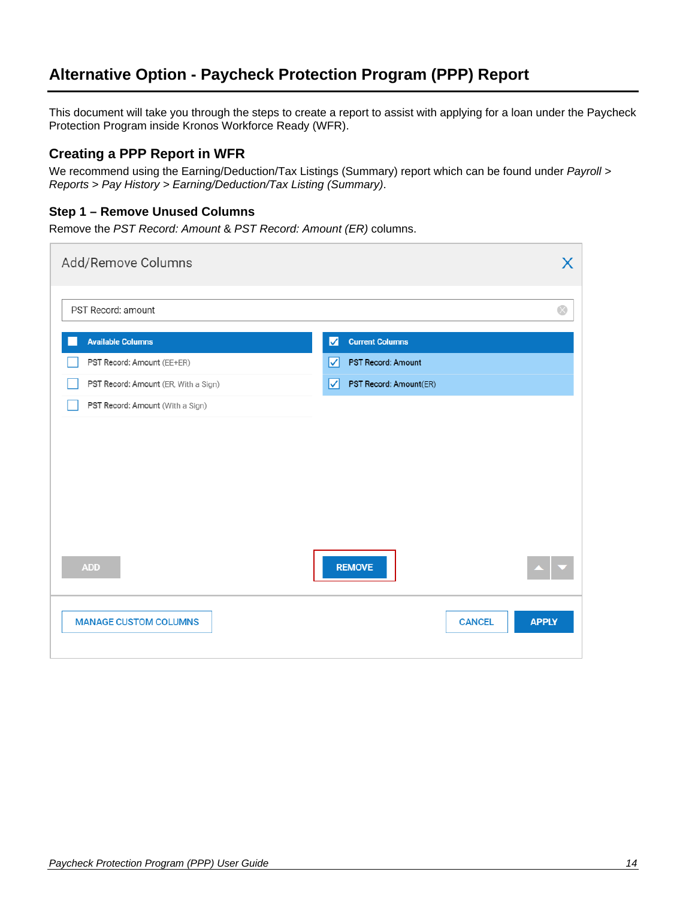# Alternative Option - Paycheck Protection Program (PPP) Report

This document will take you through the steps to create a report to assist with applying for a loan under the Paycheck Protection Program inside Kronos Workforce Ready (WFR).

## Creating a PPP Report in WFR

We recommend using the Earning/Deduction/Tax Listings (Summary) report which can be found under *Payroll > Reports > Pay History > Earning/Deduction/Tax Listing (Summary)*.

### Step 1 – Remove Unused Columns

Remove the *PST Record: Amount* & *PST Record: Amount (ER)* columns.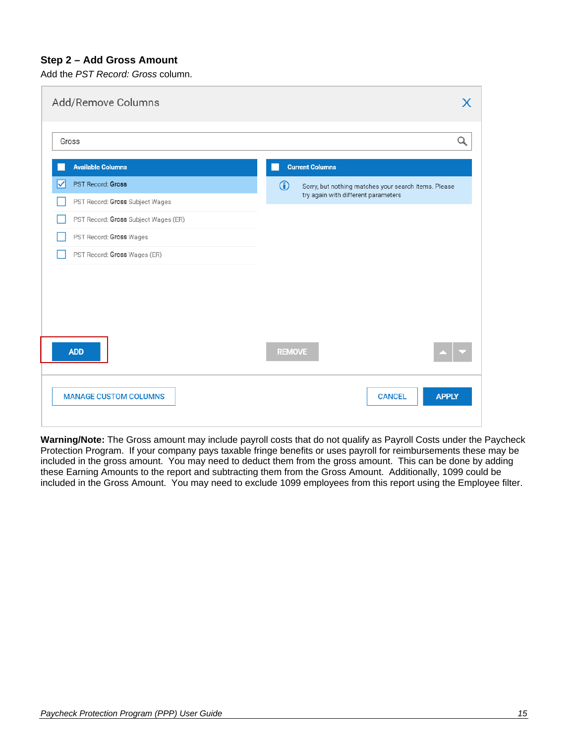### Step 2 – Add Gross Amount

Add the *PST Record: Gross* column.

Add/Remove Columns

Gross

| Available Columns |
|---|
| PST Record: **Gross** |
| PST Record: **Gross** Subject Wages |
| PST Record: **Gross** Subject Wages (ER) |
| PST Record: **Gross** Wages |
| PST Record: **Gross** Wages (ER) |

| Current Columns |
|---|
| Sorry, but nothing matches your search items. Please try again with different parameters |

ADD REMOVE

MANAGE CUSTOM COLUMNS CANCEL APPLY

**Warning/Note:** The Gross amount may include payroll costs that do not qualify as Payroll Costs under the Paycheck Protection Program. If your company pays taxable fringe benefits or uses payroll for reimbursements these may be included in the gross amount. You may need to deduct them from the gross amount. This can be done by adding these Earning Amounts to the report and subtracting them from the Gross Amount. Additionally, 1099 could be included in the Gross Amount. You may need to exclude 1099 employees from this report using the Employee filter.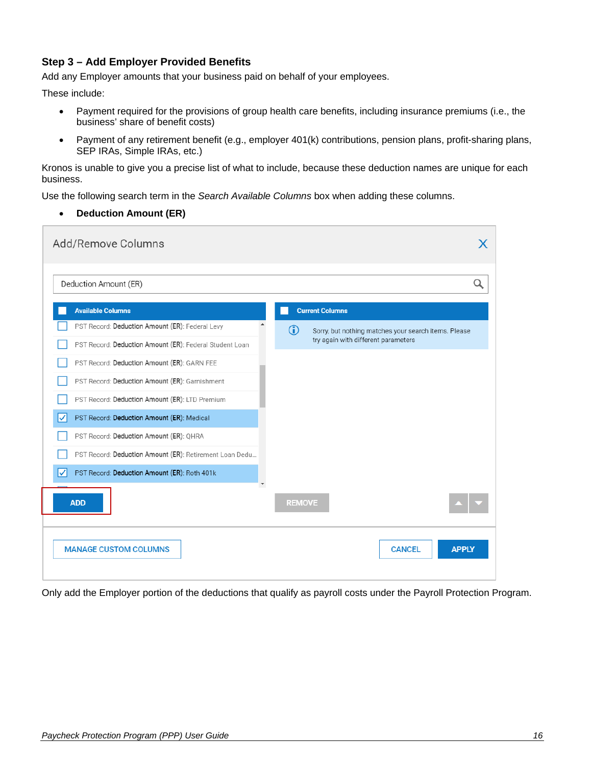### Step 3 – Add Employer Provided Benefits

Add any Employer amounts that your business paid on behalf of your employees.

These include:

- Payment required for the provisions of group health care benefits, including insurance premiums (i.e., the business' share of benefit costs)
- Payment of any retirement benefit (e.g., employer 401(k) contributions, pension plans, profit-sharing plans, SEP IRAs, Simple IRAs, etc.)

Kronos is unable to give you a precise list of what to include, because these deduction names are unique for each business.

Use the following search term in the *Search Available Columns* box when adding these columns.

- **Deduction Amount (ER)**

Add/Remove Columns

Deduction Amount (ER)

| Available Columns |
| --- |
| PST Record: **Deduction Amount (ER)**: Federal Levy |
| PST Record: **Deduction Amount (ER)**: Federal Student Loan |
| PST Record: **Deduction Amount (ER)**: GARN FEE |
| PST Record: **Deduction Amount (ER)**: Garnishment |
| PST Record: **Deduction Amount (ER)**: LTD Premium |
| PST Record: **Deduction Amount (ER)**: Medical |
| PST Record: **Deduction Amount (ER)**: QHRA |
| PST Record: **Deduction Amount (ER)**: Retirement Loan Dedu... |
| PST Record: **Deduction Amount (ER)**: Roth 401k |

| Current Columns |
| --- |
| Sorry, but nothing matches your search items. Please try again with different parameters |

ADD REMOVE

MANAGE CUSTOM COLUMNS CANCEL APPLY

Only add the Employer portion of the deductions that qualify as payroll costs under the Payroll Protection Program.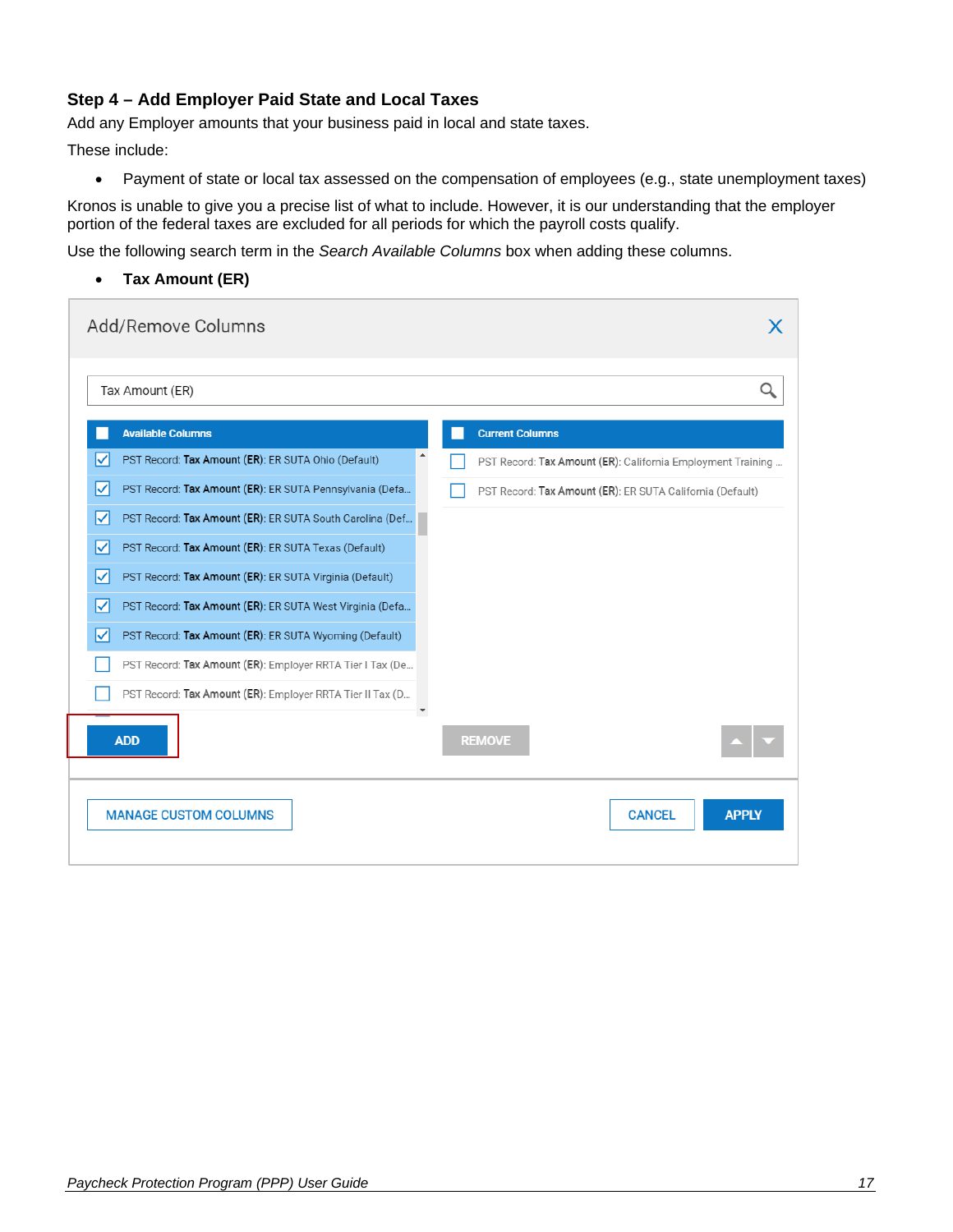### Step 4 – Add Employer Paid State and Local Taxes

Add any Employer amounts that your business paid in local and state taxes.

These include:

- Payment of state or local tax assessed on the compensation of employees (e.g., state unemployment taxes)

Kronos is unable to give you a precise list of what to include. However, it is our understanding that the employer portion of the federal taxes are excluded for all periods for which the payroll costs qualify.

Use the following search term in the *Search Available Columns* box when adding these columns.

- **Tax Amount (ER)**

Add/Remove Columns

Tax Amount (ER)

| Available Columns |
| --- |
| ☑ PST Record: **Tax Amount (ER)**: ER SUTA Ohio (Default) |
| ☑ PST Record: **Tax Amount (ER)**: ER SUTA Pennsylvania (Defa... |
| ☑ PST Record: **Tax Amount (ER)**: ER SUTA South Carolina (Def... |
| ☑ PST Record: **Tax Amount (ER)**: ER SUTA Texas (Default) |
| ☑ PST Record: **Tax Amount (ER)**: ER SUTA Virginia (Default) |
| ☑ PST Record: **Tax Amount (ER)**: ER SUTA West Virginia (Defa... |
| ☑ PST Record: **Tax Amount (ER)**: ER SUTA Wyoming (Default) |
| ☐ PST Record: **Tax Amount (ER)**: Employer RRTA Tier I Tax (De... |
| ☐ PST Record: **Tax Amount (ER)**: Employer RRTA Tier II Tax (D... |

| Current Columns |
| --- |
| ☐ PST Record: **Tax Amount (ER)**: California Employment Training ... |
| ☐ PST Record: **Tax Amount (ER)**: ER SUTA California (Default) |

ADD | REMOVE

MANAGE CUSTOM COLUMNS | CANCEL | APPLY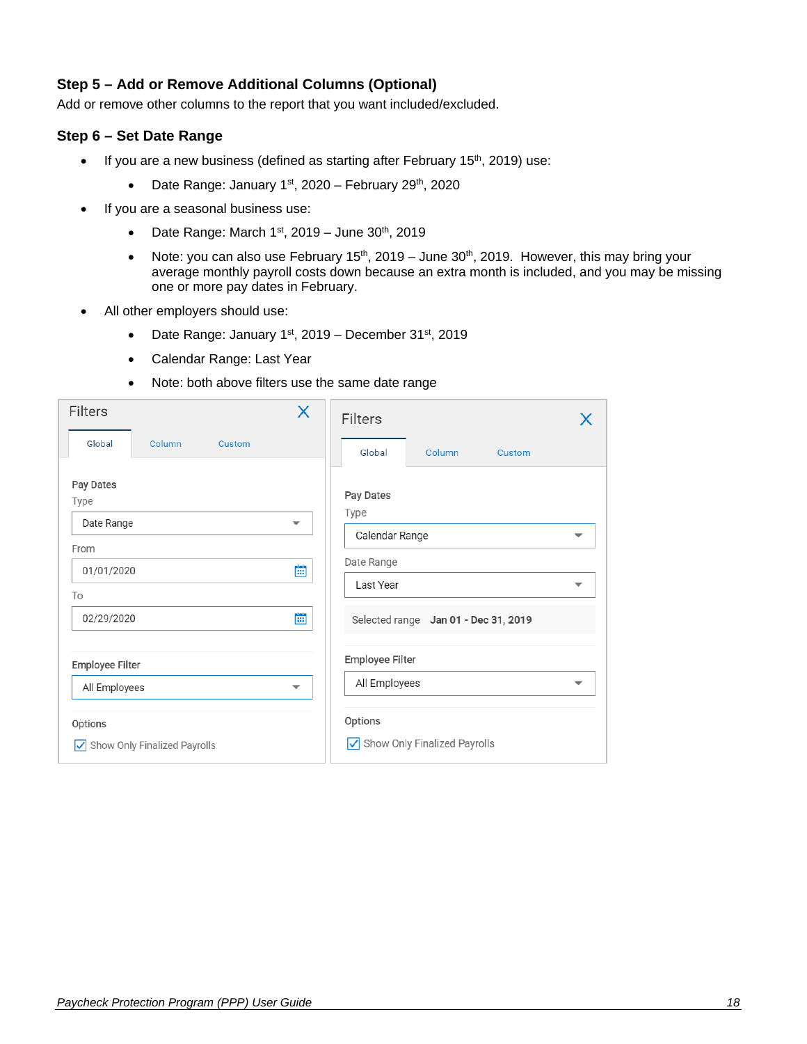### Step 5 – Add or Remove Additional Columns (Optional)

Add or remove other columns to the report that you want included/excluded.

### Step 6 – Set Date Range

- If you are a new business (defined as starting after February 15th, 2019) use:
  - Date Range: January 1st, 2020 – February 29th, 2020
- If you are a seasonal business use:
  - Date Range: March 1st, 2019 – June 30th, 2019
  - Note: you can also use February 15th, 2019 – June 30th, 2019. However, this may bring your average monthly payroll costs down because an extra month is included, and you may be missing one or more pay dates in February.
- All other employers should use:
  - Date Range: January 1st, 2019 – December 31st, 2019
  - Calendar Range: Last Year
  - Note: both above filters use the same date range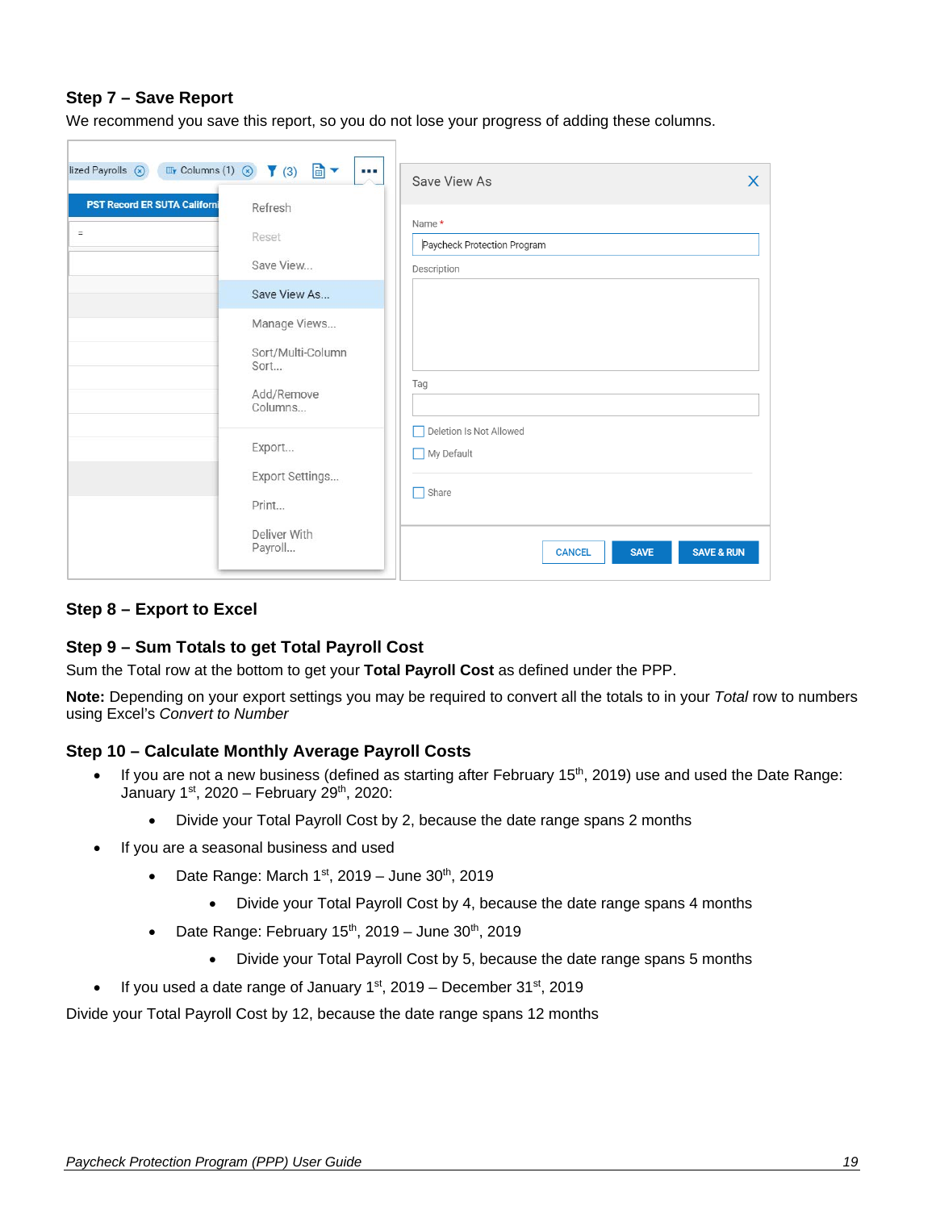### Step 7 – Save Report

We recommend you save this report, so you do not lose your progress of adding these columns.

### Step 8 – Export to Excel

### Step 9 – Sum Totals to get Total Payroll Cost

Sum the Total row at the bottom to get your **Total Payroll Cost** as defined under the PPP.

**Note:** Depending on your export settings you may be required to convert all the totals to in your *Total* row to numbers using Excel's *Convert to Number*

### Step 10 – Calculate Monthly Average Payroll Costs

- If you are not a new business (defined as starting after February 15th, 2019) use and used the Date Range: January 1st, 2020 – February 29th, 2020:
    - Divide your Total Payroll Cost by 2, because the date range spans 2 months
- If you are a seasonal business and used
    - Date Range: March 1st, 2019 – June 30th, 2019
        - Divide your Total Payroll Cost by 4, because the date range spans 4 months
    - Date Range: February 15th, 2019 – June 30th, 2019
        - Divide your Total Payroll Cost by 5, because the date range spans 5 months
- If you used a date range of January 1st, 2019 – December 31st, 2019

Divide your Total Payroll Cost by 12, because the date range spans 12 months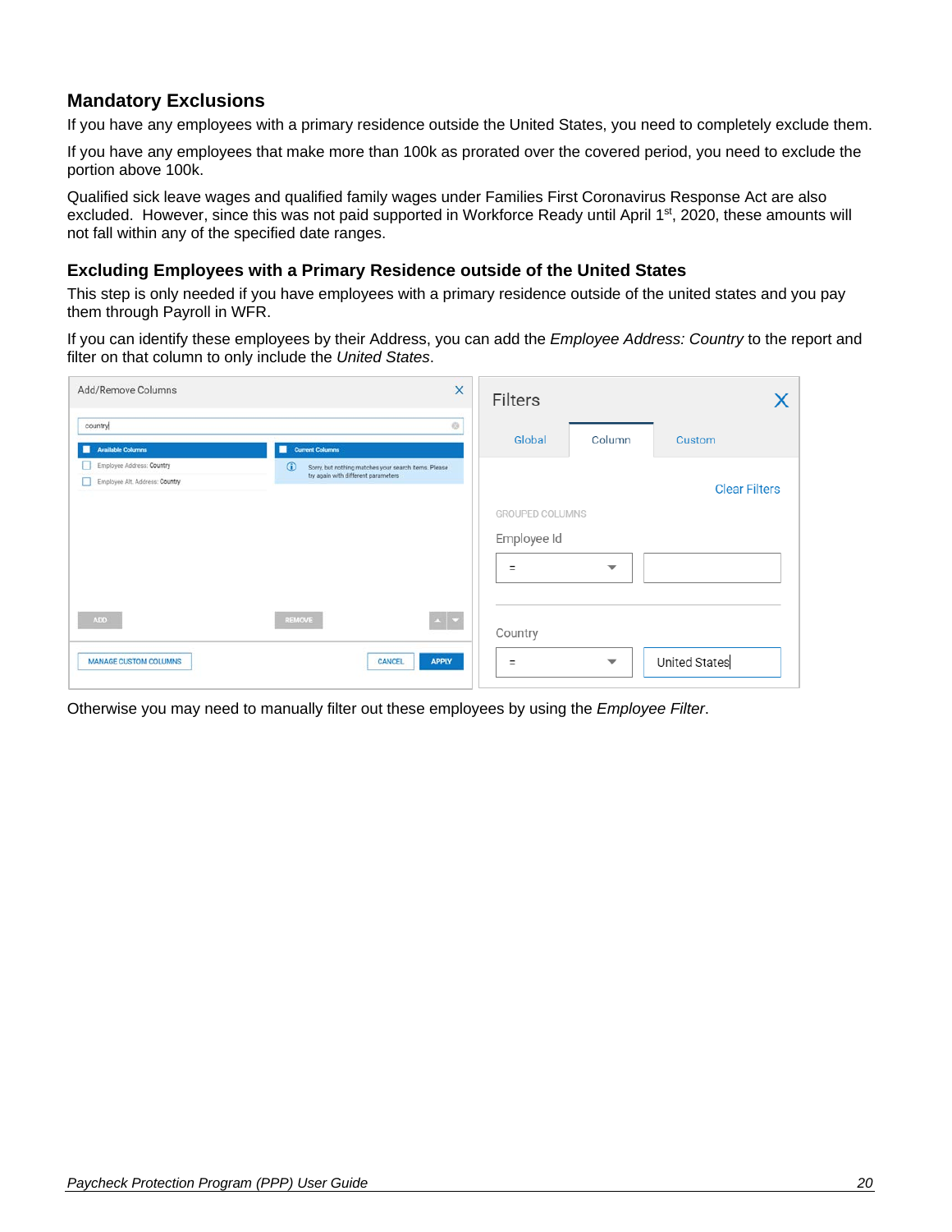## Mandatory Exclusions

If you have any employees with a primary residence outside the United States, you need to completely exclude them.

If you have any employees that make more than 100k as prorated over the covered period, you need to exclude the portion above 100k.

Qualified sick leave wages and qualified family wages under Families First Coronavirus Response Act are also excluded. However, since this was not paid supported in Workforce Ready until April 1st, 2020, these amounts will not fall within any of the specified date ranges.

### Excluding Employees with a Primary Residence outside of the United States

This step is only needed if you have employees with a primary residence outside of the united states and you pay them through Payroll in WFR.

If you can identify these employees by their Address, you can add the *Employee Address: Country* to the report and filter on that column to only include the *United States*.

Otherwise you may need to manually filter out these employees by using the *Employee Filter*.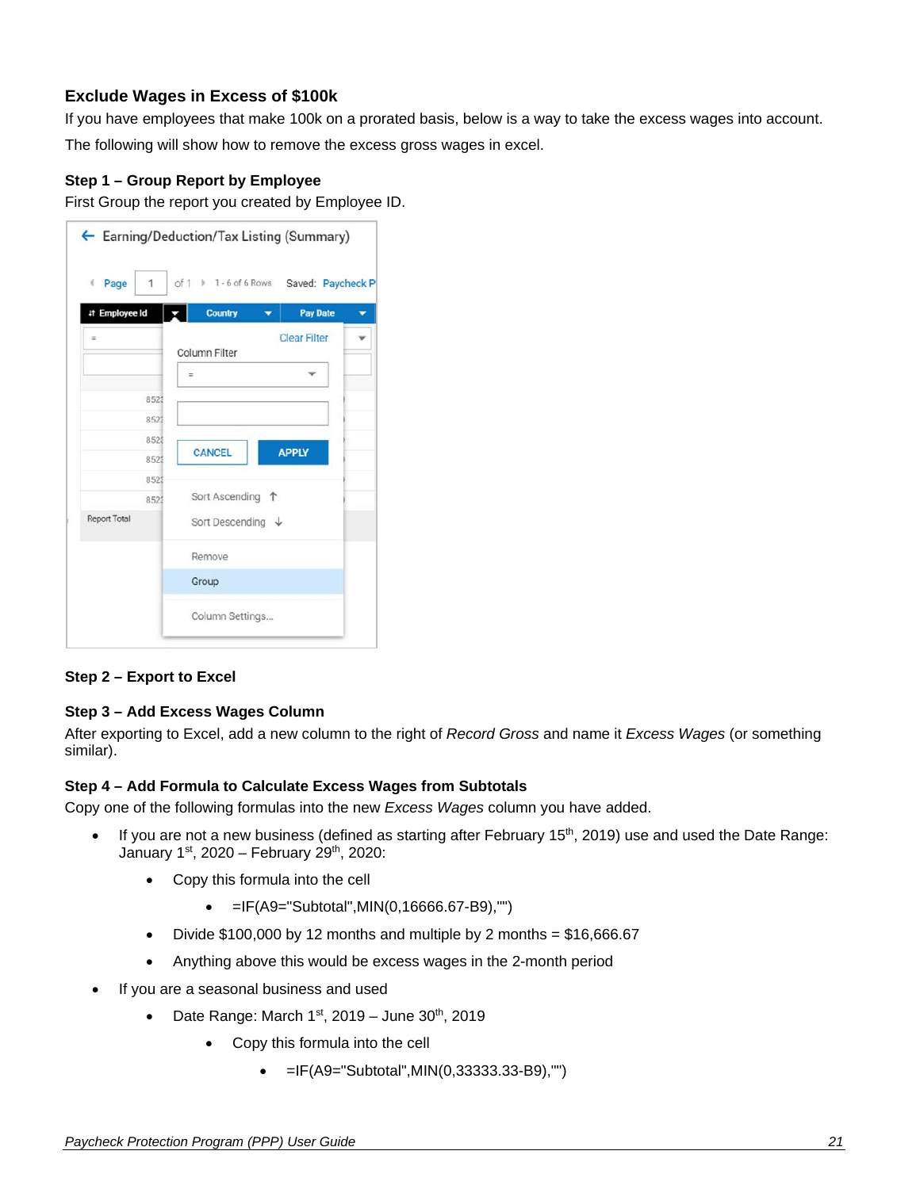## Exclude Wages in Excess of $100k

If you have employees that make 100k on a prorated basis, below is a way to take the excess wages into account.

The following will show how to remove the excess gross wages in excel.

### Step 1 – Group Report by Employee

First Group the report you created by Employee ID.

### Step 2 – Export to Excel

### Step 3 – Add Excess Wages Column

After exporting to Excel, add a new column to the right of *Record Gross* and name it *Excess Wages* (or something similar).

### Step 4 – Add Formula to Calculate Excess Wages from Subtotals

Copy one of the following formulas into the new *Excess Wages* column you have added.

- If you are not a new business (defined as starting after February 15th, 2019) use and used the Date Range: January 1st, 2020 – February 29th, 2020:
  - Copy this formula into the cell
    - =IF(A9="Subtotal",MIN(0,16666.67-B9),"")
  - Divide $100,000 by 12 months and multiple by 2 months = $16,666.67
  - Anything above this would be excess wages in the 2-month period
- If you are a seasonal business and used
  - Date Range: March 1st, 2019 – June 30th, 2019
    - Copy this formula into the cell
      - =IF(A9="Subtotal",MIN(0,33333.33-B9),"")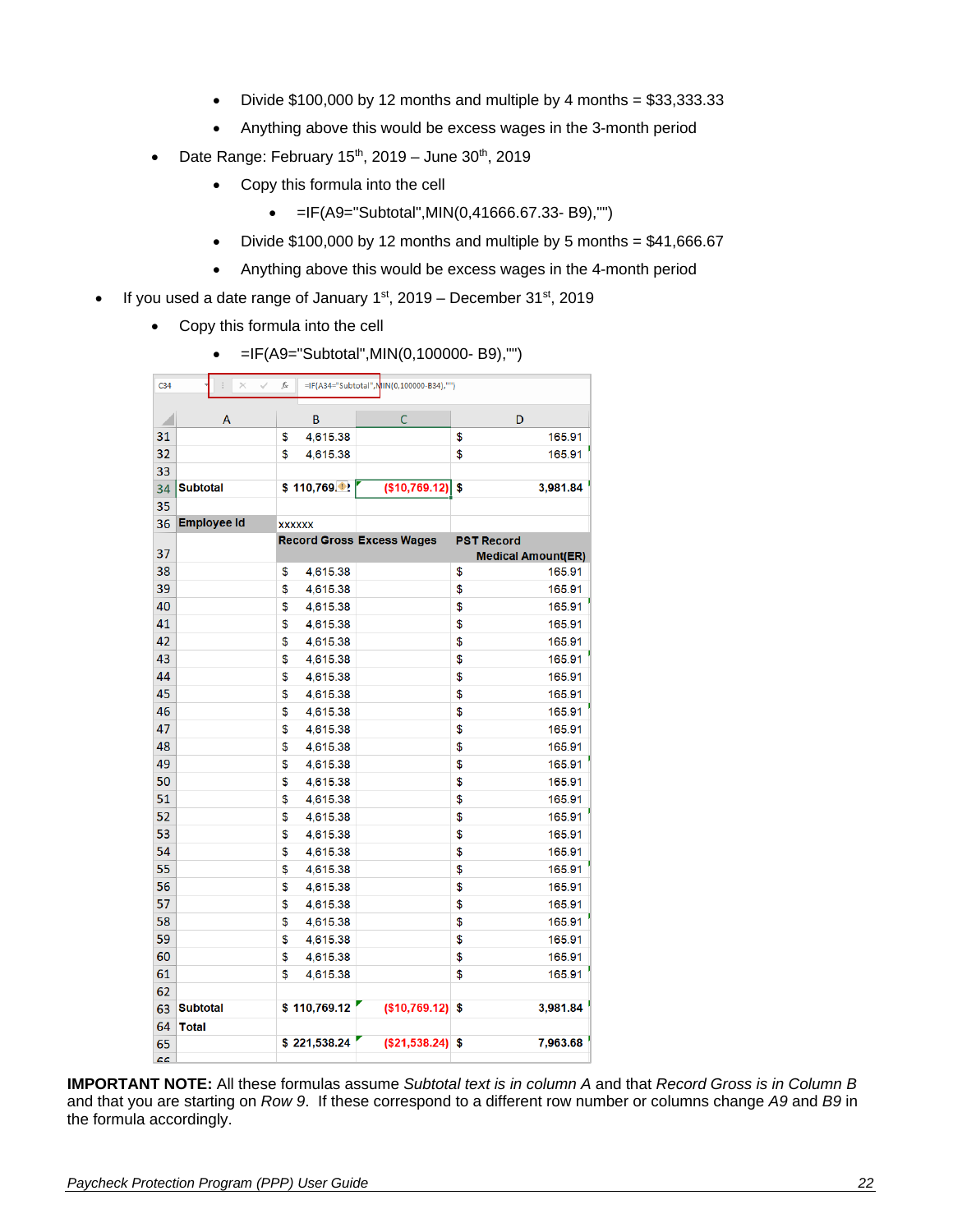- Divide $100,000 by 12 months and multiple by 4 months = $33,333.33
- Anything above this would be excess wages in the 3-month period

- Date Range: February 15th, 2019 – June 30th, 2019
  - Copy this formula into the cell
    - =IF(A9="Subtotal",MIN(0,41666.67.33- B9),"")
  - Divide $100,000 by 12 months and multiple by 5 months = $41,666.67
  - Anything above this would be excess wages in the 4-month period

- If you used a date range of January 1st, 2019 – December 31st, 2019
  - Copy this formula into the cell
    - =IF(A9="Subtotal",MIN(0,100000- B9),"")

C34 | =IF(A34="Subtotal",MIN(0,100000-B34),"")

| | A | B | C | D |
|---|---|---|---|---|
| 31 | | $ 4,615.38 | | $ 165.91 |
| 32 | | $ 4,615.38 | | $ 165.91 |
| 33 | | | | |
| 34 | Subtotal | $ 110,769.12 | ($10,769.12) | $ 3,981.84 |
| 35 | | | | |
| 36 | Employee Id | xxxxxx | | |
| 37 | | Record Gross | Excess Wages | PST Record Medical Amount(ER) |
| 38 | | $ 4,615.38 | | $ 165.91 |
| 39 | | $ 4,615.38 | | $ 165.91 |
| 40 | | $ 4,615.38 | | $ 165.91 |
| 41 | | $ 4,615.38 | | $ 165.91 |
| 42 | | $ 4,615.38 | | $ 165.91 |
| 43 | | $ 4,615.38 | | $ 165.91 |
| 44 | | $ 4,615.38 | | $ 165.91 |
| 45 | | $ 4,615.38 | | $ 165.91 |
| 46 | | $ 4,615.38 | | $ 165.91 |
| 47 | | $ 4,615.38 | | $ 165.91 |
| 48 | | $ 4,615.38 | | $ 165.91 |
| 49 | | $ 4,615.38 | | $ 165.91 |
| 50 | | $ 4,615.38 | | $ 165.91 |
| 51 | | $ 4,615.38 | | $ 165.91 |
| 52 | | $ 4,615.38 | | $ 165.91 |
| 53 | | $ 4,615.38 | | $ 165.91 |
| 54 | | $ 4,615.38 | | $ 165.91 |
| 55 | | $ 4,615.38 | | $ 165.91 |
| 56 | | $ 4,615.38 | | $ 165.91 |
| 57 | | $ 4,615.38 | | $ 165.91 |
| 58 | | $ 4,615.38 | | $ 165.91 |
| 59 | | $ 4,615.38 | | $ 165.91 |
| 60 | | $ 4,615.38 | | $ 165.91 |
| 61 | | $ 4,615.38 | | $ 165.91 |
| 62 | | | | |
| 63 | Subtotal | $ 110,769.12 | ($10,769.12) | $ 3,981.84 |
| 64 | Total | | | |
| 65 | | $ 221,538.24 | ($21,538.24) | $ 7,963.68 |

**IMPORTANT NOTE:** All these formulas assume *Subtotal text is in column A* and that *Record Gross is in Column B* and that you are starting on *Row 9*. If these correspond to a different row number or columns change *A9* and *B9* in the formula accordingly.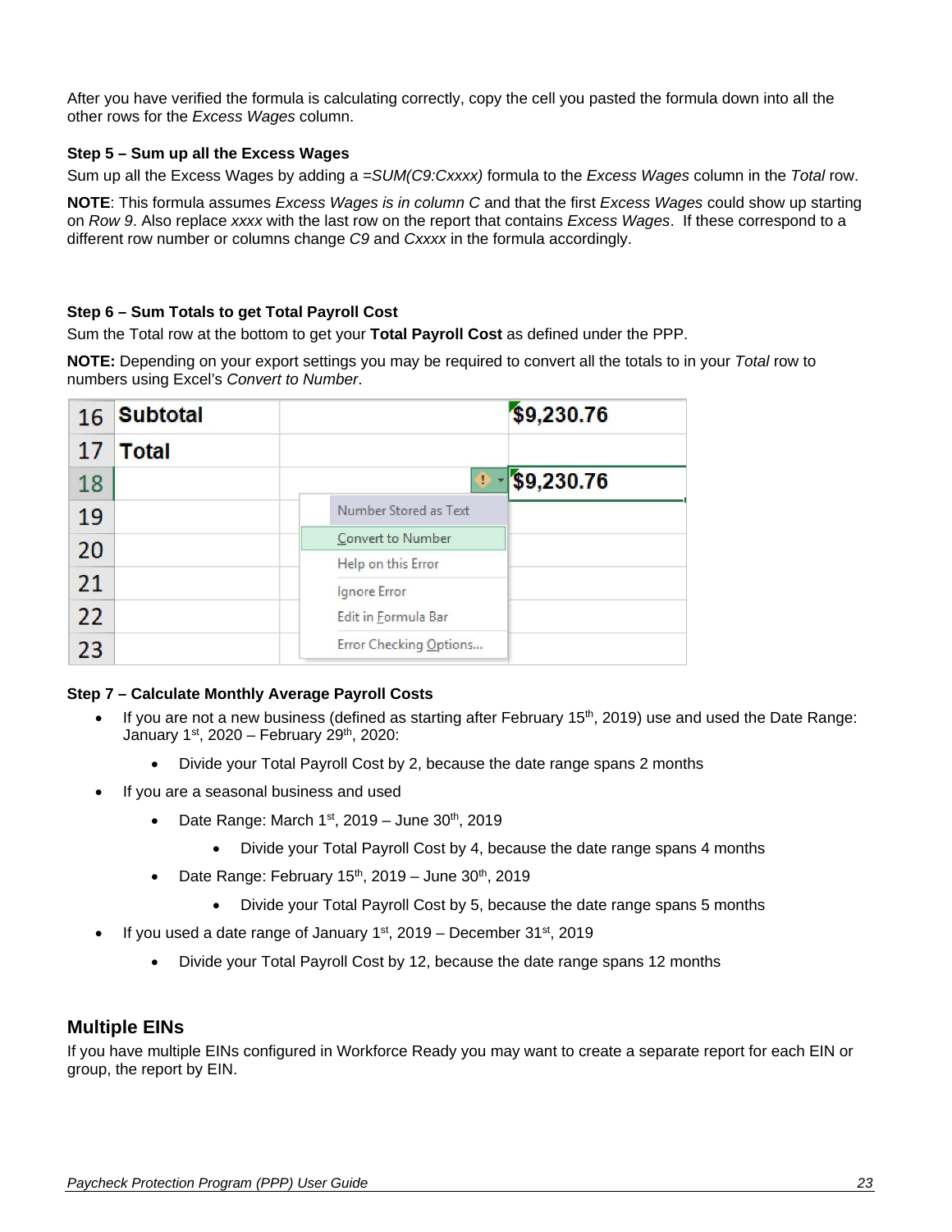After you have verified the formula is calculating correctly, copy the cell you pasted the formula down into all the other rows for the *Excess Wages* column.

**Step 5 – Sum up all the Excess Wages**

Sum up all the Excess Wages by adding a *=SUM(C9:Cxxxx)* formula to the *Excess Wages* column in the *Total* row.

**NOTE**: This formula assumes *Excess Wages is in column C* and that the first *Excess Wages* could show up starting on *Row 9*. Also replace *xxxx* with the last row on the report that contains *Excess Wages*. If these correspond to a different row number or columns change *C9* and *Cxxxx* in the formula accordingly.

**Step 6 – Sum Totals to get Total Payroll Cost**

Sum the Total row at the bottom to get your **Total Payroll Cost** as defined under the PPP.

**NOTE:** Depending on your export settings you may be required to convert all the totals to in your *Total* row to numbers using Excel's *Convert to Number*.

**Step 7 – Calculate Monthly Average Payroll Costs**

- If you are not a new business (defined as starting after February 15th, 2019) use and used the Date Range: January 1st, 2020 – February 29th, 2020:
  - Divide your Total Payroll Cost by 2, because the date range spans 2 months
- If you are a seasonal business and used
  - Date Range: March 1st, 2019 – June 30th, 2019
    - Divide your Total Payroll Cost by 4, because the date range spans 4 months
  - Date Range: February 15th, 2019 – June 30th, 2019
    - Divide your Total Payroll Cost by 5, because the date range spans 5 months
- If you used a date range of January 1st, 2019 – December 31st, 2019
  - Divide your Total Payroll Cost by 12, because the date range spans 12 months

## Multiple EINs

If you have multiple EINs configured in Workforce Ready you may want to create a separate report for each EIN or group, the report by EIN.